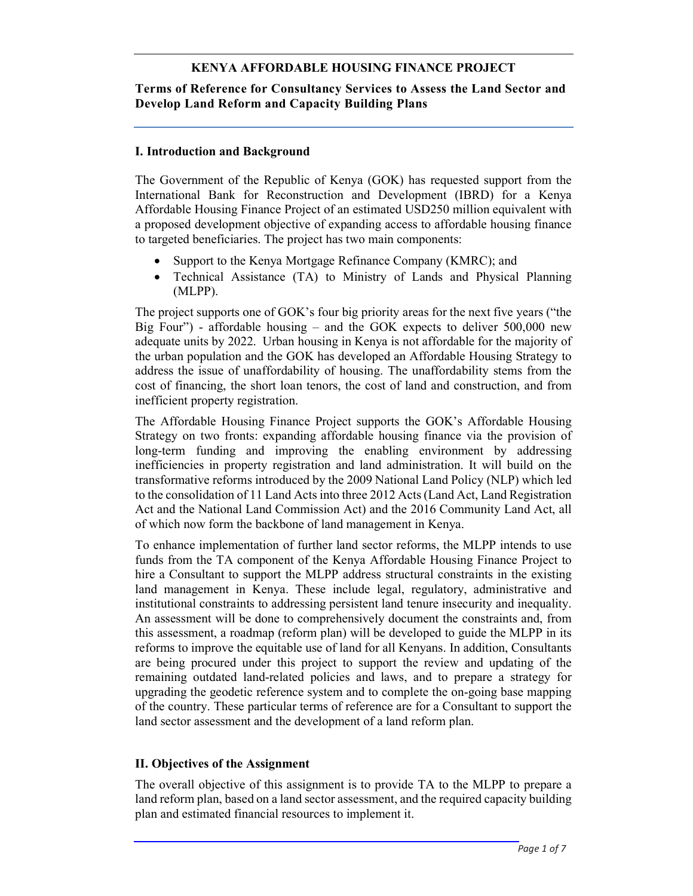# KENYA AFFORDABLE HOUSING FINANCE PROJECT

**Terms of Reference for Consultancy Services to Assess the Land Sector and Develop Land Reform and Capacity Building Plans**

## I. Introduction and Background

The Government of the Republic of Kenya (GOK) has requested support from the International Bank for Reconstruction and Development (IBRD) for a Kenya Affordable Housing Finance Project of an estimated USD250 million equivalent with a proposed development objective of expanding access to affordable housing finance to targeted beneficiaries. The project has two main components:

- Support to the Kenya Mortgage Refinance Company (KMRC); and
- Technical Assistance (TA) to Ministry of Lands and Physical Planning (MLPP).

The project supports one of GOK's four big priority areas for the next five years ("the Big Four") - affordable housing – and the GOK expects to deliver 500,000 new adequate units by 2022. Urban housing in Kenya is not affordable for the majority of the urban population and the GOK has developed an Affordable Housing Strategy to address the issue of unaffordability of housing. The unaffordability stems from the cost of financing, the short loan tenors, the cost of land and construction, and from inefficient property registration.

The Affordable Housing Finance Project supports the GOK's Affordable Housing Strategy on two fronts: expanding affordable housing finance via the provision of long-term funding and improving the enabling environment by addressing inefficiencies in property registration and land administration. It will build on the transformative reforms introduced by the 2009 National Land Policy (NLP) which led to the consolidation of 11 Land Acts into three 2012 Acts (Land Act, Land Registration Act and the National Land Commission Act) and the 2016 Community Land Act, all of which now form the backbone of land management in Kenya.

To enhance implementation of further land sector reforms, the MLPP intends to use funds from the TA component of the Kenya Affordable Housing Finance Project to hire a Consultant to support the MLPP address structural constraints in the existing land management in Kenya. These include legal, regulatory, administrative and institutional constraints to addressing persistent land tenure insecurity and inequality. An assessment will be done to comprehensively document the constraints and, from this assessment, a roadmap (reform plan) will be developed to guide the MLPP in its reforms to improve the equitable use of land for all Kenyans. In addition, Consultants are being procured under this project to support the review and updating of the remaining outdated land-related policies and laws, and to prepare a strategy for upgrading the geodetic reference system and to complete the on-going base mapping of the country. These particular terms of reference are for a Consultant to support the land sector assessment and the development of a land reform plan.

## II. Objectives of the Assignment

The overall objective of this assignment is to provide TA to the MLPP to prepare a land reform plan, based on a land sector assessment, and the required capacity building plan and estimated financial resources to implement it.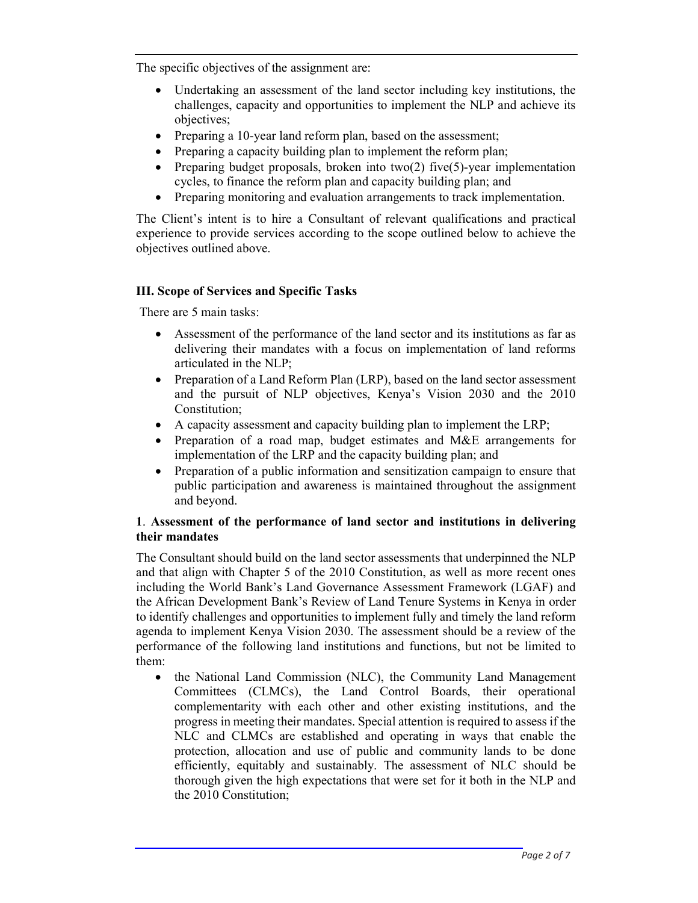The specific objectives of the assignment are:

- Undertaking an assessment of the land sector including key institutions, the challenges, capacity and opportunities to implement the NLP and achieve its objectives;
- Preparing a 10-year land reform plan, based on the assessment;
- Preparing a capacity building plan to implement the reform plan;
- Preparing budget proposals, broken into two(2) five(5)-year implementation cycles, to finance the reform plan and capacity building plan; and
- Preparing monitoring and evaluation arrangements to track implementation.

The Client's intent is to hire a Consultant of relevant qualifications and practical experience to provide services according to the scope outlined below to achieve the objectives outlined above.

## III. Scope of Services and Specific Tasks

There are 5 main tasks:

- Assessment of the performance of the land sector and its institutions as far as delivering their mandates with a focus on implementation of land reforms articulated in the NLP;
- Preparation of a Land Reform Plan (LRP), based on the land sector assessment and the pursuit of NLP objectives, Kenya's Vision 2030 and the 2010 Constitution;
- A capacity assessment and capacity building plan to implement the LRP;
- Preparation of a road map, budget estimates and M&E arrangements for implementation of the LRP and the capacity building plan; and
- Preparation of a public information and sensitization campaign to ensure that public participation and awareness is maintained throughout the assignment and beyond.

### 1. Assessment of the performance of land sector and institutions in delivering their mandates

The Consultant should build on the land sector assessments that underpinned the NLP and that align with Chapter 5 of the 2010 Constitution, as well as more recent ones including the World Bank's Land Governance Assessment Framework (LGAF) and the African Development Bank's Review of Land Tenure Systems in Kenya in order to identify challenges and opportunities to implement fully and timely the land reform agenda to implement Kenya Vision 2030. The assessment should be a review of the performance of the following land institutions and functions, but not be limited to them:

- the National Land Commission (NLC), the Community Land Management Committees (CLMCs), the Land Control Boards, their operational complementarity with each other and other existing institutions, and the progress in meeting their mandates. Special attention is required to assess if the NLC and CLMCs are established and operating in ways that enable the protection, allocation and use of public and community lands to be done efficiently, equitably and sustainably. The assessment of NLC should be thorough given the high expectations that were set for it both in the NLP and the 2010 Constitution;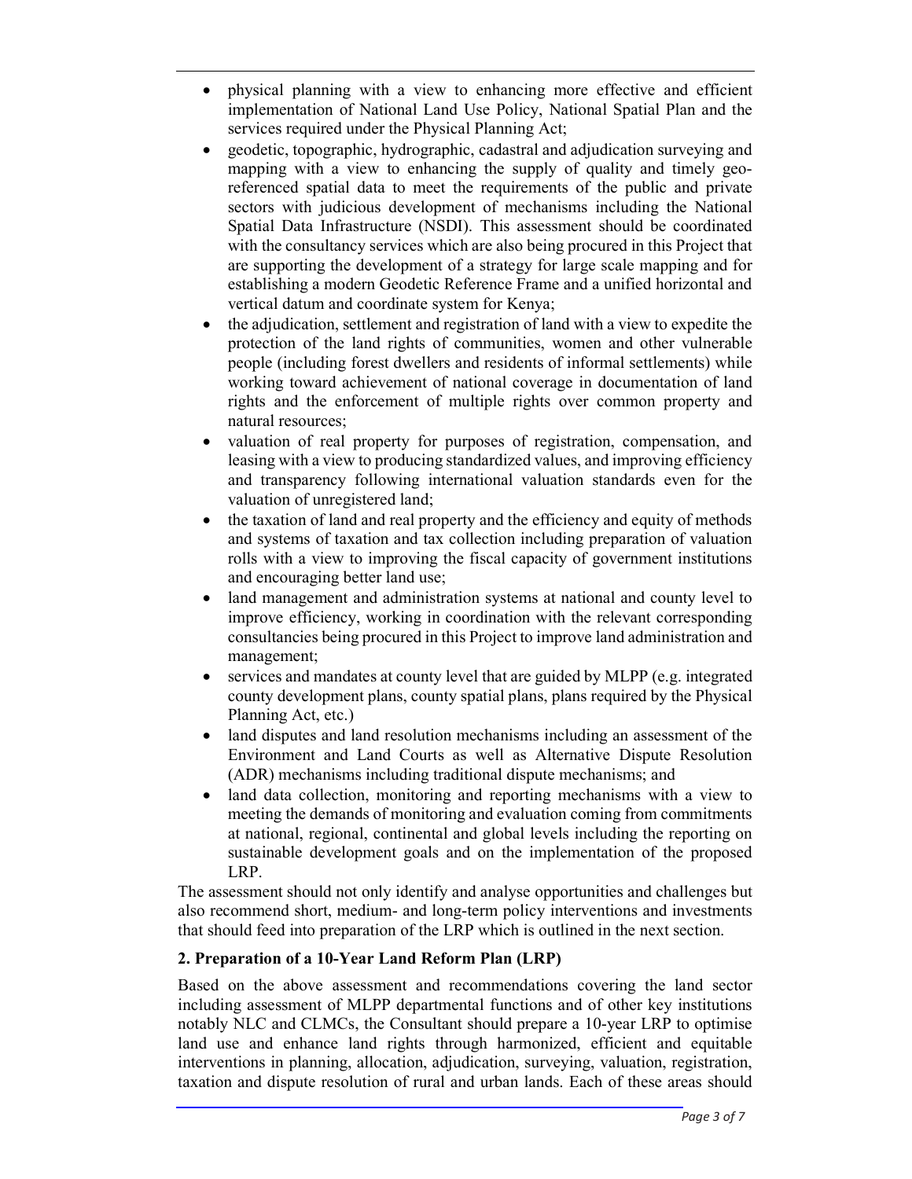- physical planning with a view to enhancing more effective and efficient implementation of National Land Use Policy, National Spatial Plan and the services required under the Physical Planning Act;
- geodetic, topographic, hydrographic, cadastral and adjudication surveying and mapping with a view to enhancing the supply of quality and timely geo-referenced spatial data to meet the requirements of the public and private sectors with judicious development of mechanisms including the National Spatial Data Infrastructure (NSDI). This assessment should be coordinated with the consultancy services which are also being procured in this Project that are supporting the development of a strategy for large scale mapping and for establishing a modern Geodetic Reference Frame and a unified horizontal and vertical datum and coordinate system for Kenya;
- the adjudication, settlement and registration of land with a view to expedite the protection of the land rights of communities, women and other vulnerable people (including forest dwellers and residents of informal settlements) while working toward achievement of national coverage in documentation of land rights and the enforcement of multiple rights over common property and natural resources;
- valuation of real property for purposes of registration, compensation, and leasing with a view to producing standardized values, and improving efficiency and transparency following international valuation standards even for the valuation of unregistered land;
- the taxation of land and real property and the efficiency and equity of methods and systems of taxation and tax collection including preparation of valuation rolls with a view to improving the fiscal capacity of government institutions and encouraging better land use;
- land management and administration systems at national and county level to improve efficiency, working in coordination with the relevant corresponding consultancies being procured in this Project to improve land administration and management;
- services and mandates at county level that are guided by MLPP (e.g. integrated county development plans, county spatial plans, plans required by the Physical Planning Act, etc.)
- land disputes and land resolution mechanisms including an assessment of the Environment and Land Courts as well as Alternative Dispute Resolution (ADR) mechanisms including traditional dispute mechanisms; and
- land data collection, monitoring and reporting mechanisms with a view to meeting the demands of monitoring and evaluation coming from commitments at national, regional, continental and global levels including the reporting on sustainable development goals and on the implementation of the proposed LRP.

The assessment should not only identify and analyse opportunities and challenges but also recommend short, medium- and long-term policy interventions and investments that should feed into preparation of the LRP which is outlined in the next section.

**2. Preparation of a 10-Year Land Reform Plan (LRP)**

Based on the above assessment and recommendations covering the land sector including assessment of MLPP departmental functions and of other key institutions notably NLC and CLMCs, the Consultant should prepare a 10-year LRP to optimise land use and enhance land rights through harmonized, efficient and equitable interventions in planning, allocation, adjudication, surveying, valuation, registration, taxation and dispute resolution of rural and urban lands. Each of these areas should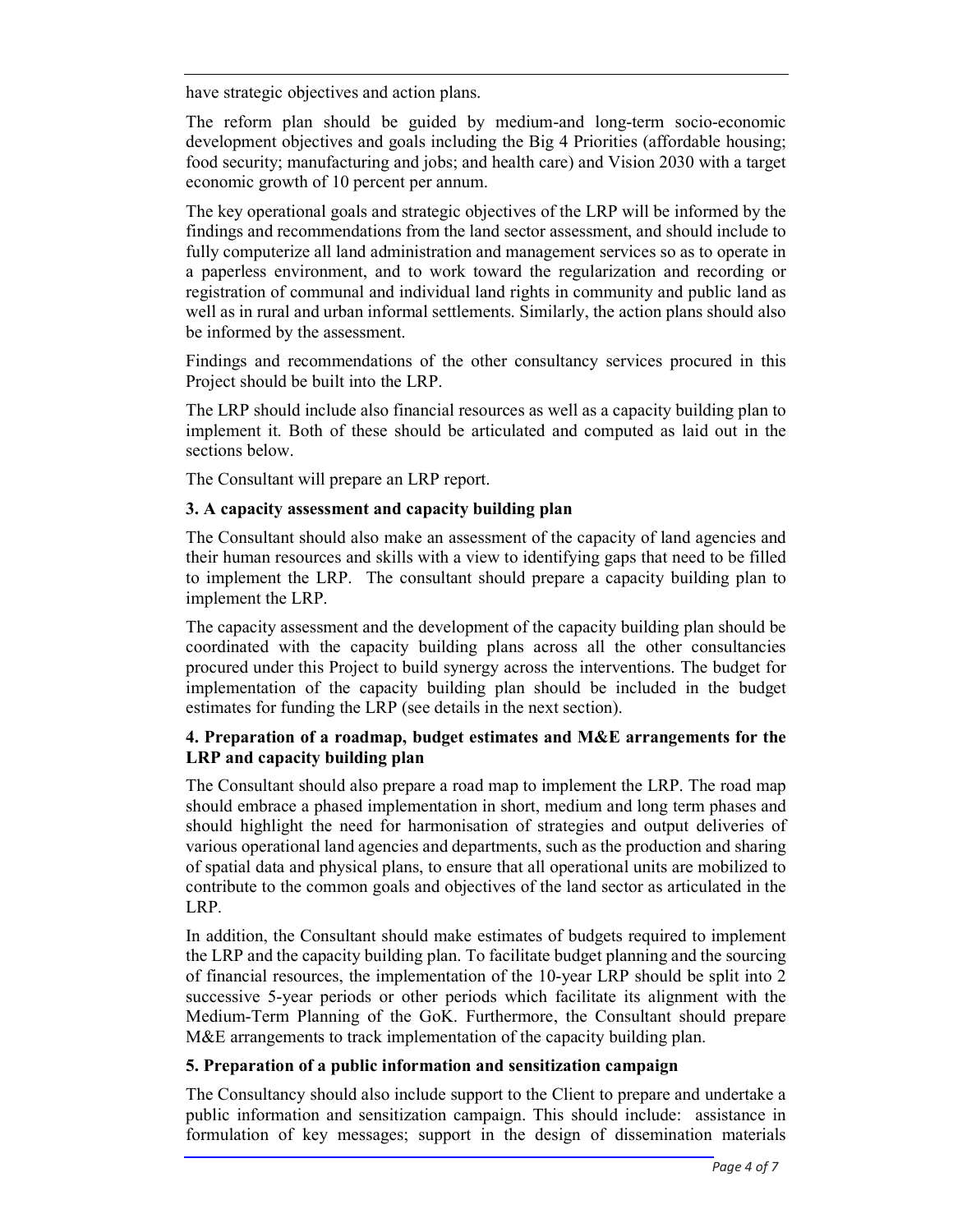have strategic objectives and action plans.

The reform plan should be guided by medium-and long-term socio-economic development objectives and goals including the Big 4 Priorities (affordable housing; food security; manufacturing and jobs; and health care) and Vision 2030 with a target economic growth of 10 percent per annum.

The key operational goals and strategic objectives of the LRP will be informed by the findings and recommendations from the land sector assessment, and should include to fully computerize all land administration and management services so as to operate in a paperless environment, and to work toward the regularization and recording or registration of communal and individual land rights in community and public land as well as in rural and urban informal settlements. Similarly, the action plans should also be informed by the assessment.

Findings and recommendations of the other consultancy services procured in this Project should be built into the LRP.

The LRP should include also financial resources as well as a capacity building plan to implement it. Both of these should be articulated and computed as laid out in the sections below.

The Consultant will prepare an LRP report.

**3. A capacity assessment and capacity building plan**

The Consultant should also make an assessment of the capacity of land agencies and their human resources and skills with a view to identifying gaps that need to be filled to implement the LRP. The consultant should prepare a capacity building plan to implement the LRP.

The capacity assessment and the development of the capacity building plan should be coordinated with the capacity building plans across all the other consultancies procured under this Project to build synergy across the interventions. The budget for implementation of the capacity building plan should be included in the budget estimates for funding the LRP (see details in the next section).

**4. Preparation of a roadmap, budget estimates and M&E arrangements for the LRP and capacity building plan**

The Consultant should also prepare a road map to implement the LRP. The road map should embrace a phased implementation in short, medium and long term phases and should highlight the need for harmonisation of strategies and output deliveries of various operational land agencies and departments, such as the production and sharing of spatial data and physical plans, to ensure that all operational units are mobilized to contribute to the common goals and objectives of the land sector as articulated in the LRP.

In addition, the Consultant should make estimates of budgets required to implement the LRP and the capacity building plan. To facilitate budget planning and the sourcing of financial resources, the implementation of the 10-year LRP should be split into 2 successive 5-year periods or other periods which facilitate its alignment with the Medium-Term Planning of the GoK. Furthermore, the Consultant should prepare M&E arrangements to track implementation of the capacity building plan.

**5. Preparation of a public information and sensitization campaign**

The Consultancy should also include support to the Client to prepare and undertake a public information and sensitization campaign. This should include: assistance in formulation of key messages; support in the design of dissemination materials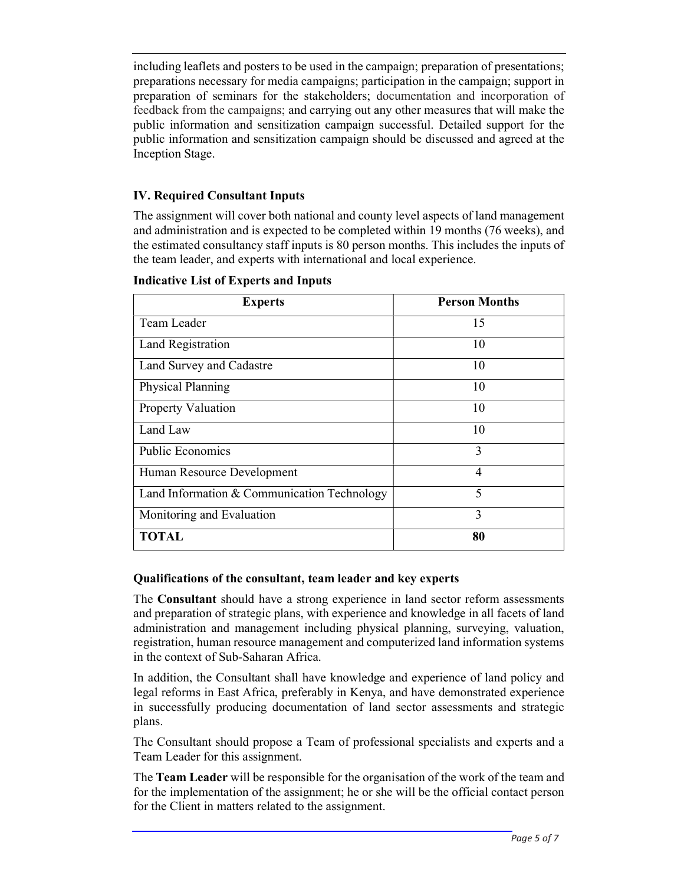including leaflets and posters to be used in the campaign; preparation of presentations; preparations necessary for media campaigns; participation in the campaign; support in preparation of seminars for the stakeholders; documentation and incorporation of feedback from the campaigns; and carrying out any other measures that will make the public information and sensitization campaign successful. Detailed support for the public information and sensitization campaign should be discussed and agreed at the Inception Stage.

## IV. Required Consultant Inputs

The assignment will cover both national and county level aspects of land management and administration and is expected to be completed within 19 months (76 weeks), and the estimated consultancy staff inputs is 80 person months. This includes the inputs of the team leader, and experts with international and local experience.

**Indicative List of Experts and Inputs**

| Experts | Person Months |
|---|---|
| Team Leader | 15 |
| Land Registration | 10 |
| Land Survey and Cadastre | 10 |
| Physical Planning | 10 |
| Property Valuation | 10 |
| Land Law | 10 |
| Public Economics | 3 |
| Human Resource Development | 4 |
| Land Information & Communication Technology | 5 |
| Monitoring and Evaluation | 3 |
| **TOTAL** | **80** |

### Qualifications of the consultant, team leader and key experts

The **Consultant** should have a strong experience in land sector reform assessments and preparation of strategic plans, with experience and knowledge in all facets of land administration and management including physical planning, surveying, valuation, registration, human resource management and computerized land information systems in the context of Sub-Saharan Africa.

In addition, the Consultant shall have knowledge and experience of land policy and legal reforms in East Africa, preferably in Kenya, and have demonstrated experience in successfully producing documentation of land sector assessments and strategic plans.

The Consultant should propose a Team of professional specialists and experts and a Team Leader for this assignment.

The **Team Leader** will be responsible for the organisation of the work of the team and for the implementation of the assignment; he or she will be the official contact person for the Client in matters related to the assignment.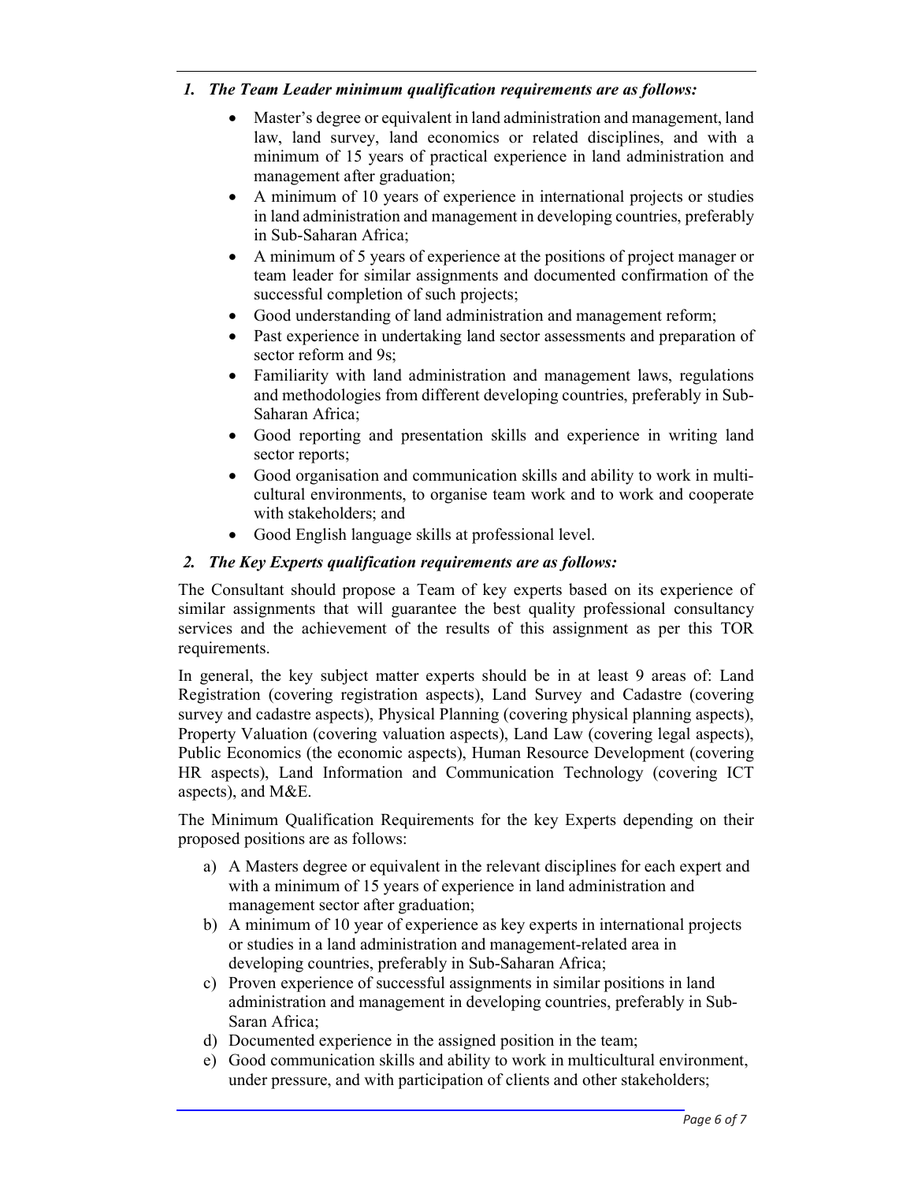### *1. The Team Leader minimum qualification requirements are as follows:*

- Master's degree or equivalent in land administration and management, land law, land survey, land economics or related disciplines, and with a minimum of 15 years of practical experience in land administration and management after graduation;
- A minimum of 10 years of experience in international projects or studies in land administration and management in developing countries, preferably in Sub-Saharan Africa;
- A minimum of 5 years of experience at the positions of project manager or team leader for similar assignments and documented confirmation of the successful completion of such projects;
- Good understanding of land administration and management reform;
- Past experience in undertaking land sector assessments and preparation of sector reform and 9s;
- Familiarity with land administration and management laws, regulations and methodologies from different developing countries, preferably in Sub-Saharan Africa;
- Good reporting and presentation skills and experience in writing land sector reports;
- Good organisation and communication skills and ability to work in multi-cultural environments, to organise team work and to work and cooperate with stakeholders; and
- Good English language skills at professional level.

### *2. The Key Experts qualification requirements are as follows:*

The Consultant should propose a Team of key experts based on its experience of similar assignments that will guarantee the best quality professional consultancy services and the achievement of the results of this assignment as per this TOR requirements.

In general, the key subject matter experts should be in at least 9 areas of: Land Registration (covering registration aspects), Land Survey and Cadastre (covering survey and cadastre aspects), Physical Planning (covering physical planning aspects), Property Valuation (covering valuation aspects), Land Law (covering legal aspects), Public Economics (the economic aspects), Human Resource Development (covering HR aspects), Land Information and Communication Technology (covering ICT aspects), and M&E.

The Minimum Qualification Requirements for the key Experts depending on their proposed positions are as follows:

a) A Masters degree or equivalent in the relevant disciplines for each expert and with a minimum of 15 years of experience in land administration and management sector after graduation;
b) A minimum of 10 year of experience as key experts in international projects or studies in a land administration and management-related area in developing countries, preferably in Sub-Saharan Africa;
c) Proven experience of successful assignments in similar positions in land administration and management in developing countries, preferably in Sub-Saran Africa;
d) Documented experience in the assigned position in the team;
e) Good communication skills and ability to work in multicultural environment, under pressure, and with participation of clients and other stakeholders;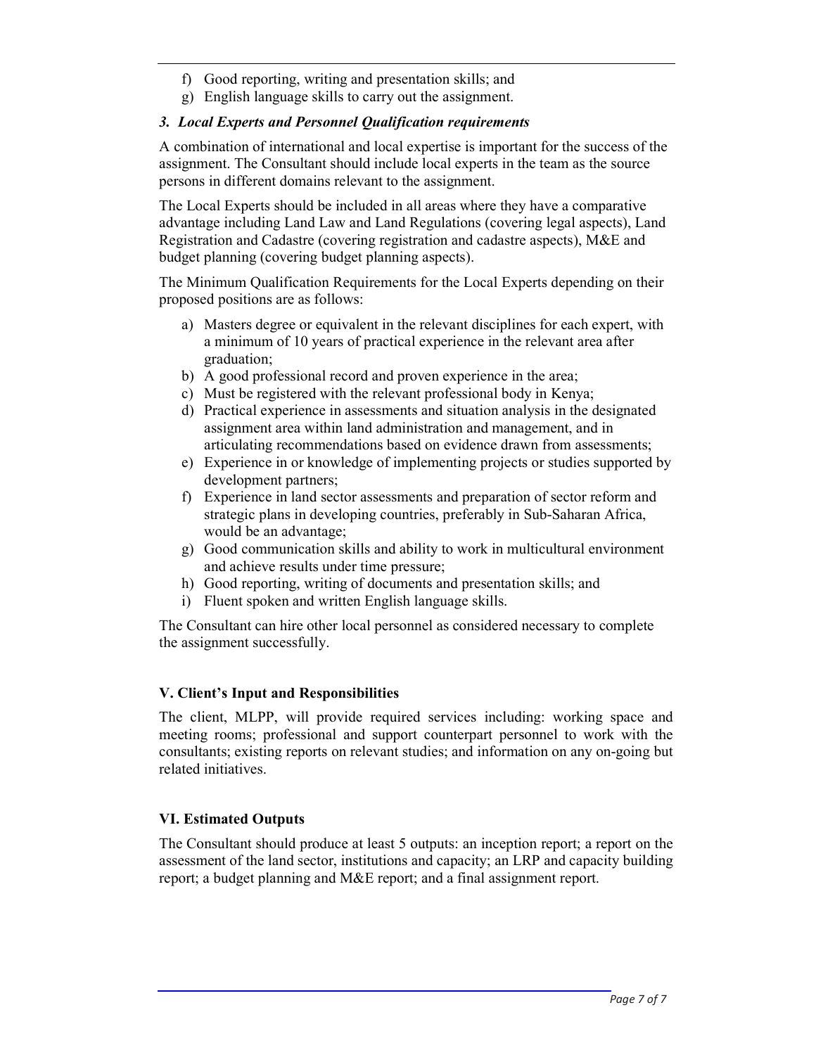f) Good reporting, writing and presentation skills; and
g) English language skills to carry out the assignment.

### *3. Local Experts and Personnel Qualification requirements*

A combination of international and local expertise is important for the success of the assignment. The Consultant should include local experts in the team as the source persons in different domains relevant to the assignment.

The Local Experts should be included in all areas where they have a comparative advantage including Land Law and Land Regulations (covering legal aspects), Land Registration and Cadastre (covering registration and cadastre aspects), M&E and budget planning (covering budget planning aspects).

The Minimum Qualification Requirements for the Local Experts depending on their proposed positions are as follows:

a) Masters degree or equivalent in the relevant disciplines for each expert, with a minimum of 10 years of practical experience in the relevant area after graduation;
b) A good professional record and proven experience in the area;
c) Must be registered with the relevant professional body in Kenya;
d) Practical experience in assessments and situation analysis in the designated assignment area within land administration and management, and in articulating recommendations based on evidence drawn from assessments;
e) Experience in or knowledge of implementing projects or studies supported by development partners;
f) Experience in land sector assessments and preparation of sector reform and strategic plans in developing countries, preferably in Sub-Saharan Africa, would be an advantage;
g) Good communication skills and ability to work in multicultural environment and achieve results under time pressure;
h) Good reporting, writing of documents and presentation skills; and
i) Fluent spoken and written English language skills.

The Consultant can hire other local personnel as considered necessary to complete the assignment successfully.

## V. Client's Input and Responsibilities

The client, MLPP, will provide required services including: working space and meeting rooms; professional and support counterpart personnel to work with the consultants; existing reports on relevant studies; and information on any on-going but related initiatives.

## VI. Estimated Outputs

The Consultant should produce at least 5 outputs: an inception report; a report on the assessment of the land sector, institutions and capacity; an LRP and capacity building report; a budget planning and M&E report; and a final assignment report.